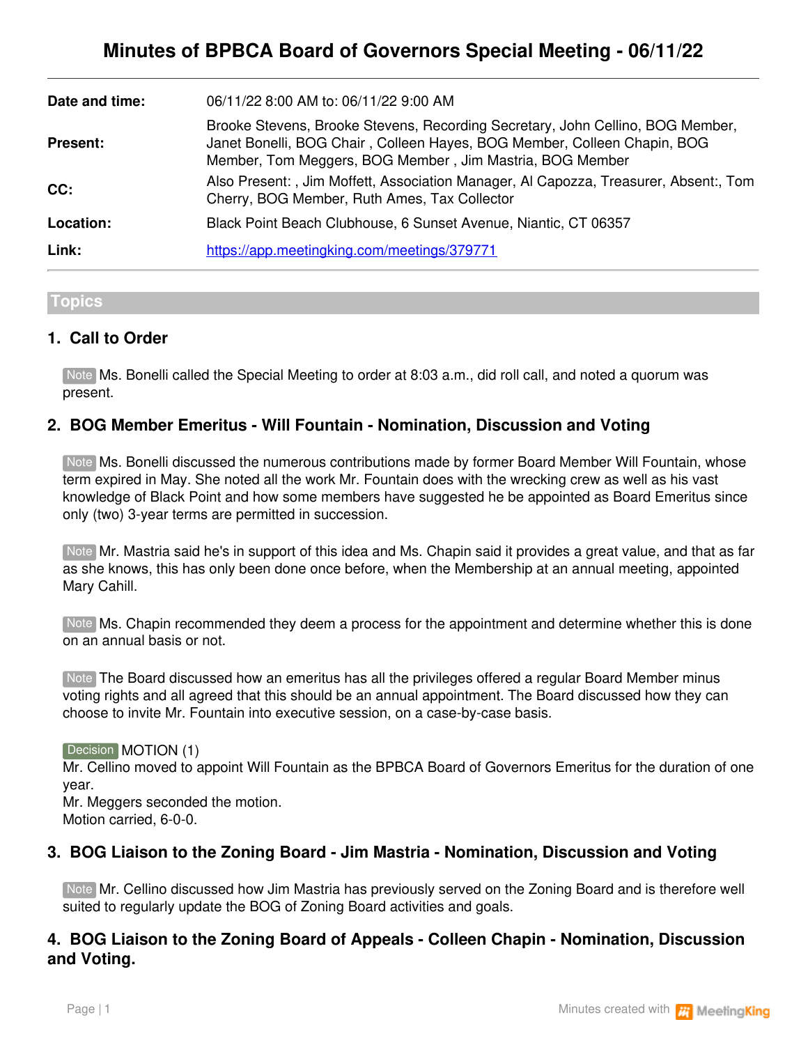# Minutes of BPBCA Board of Governors Special Meeting - 06/11/22

| | |
|---|---|
| **Date and time:** | 06/11/22 8:00 AM to: 06/11/22 9:00 AM |
| **Present:** | Brooke Stevens, Brooke Stevens, Recording Secretary, John Cellino, BOG Member, Janet Bonelli, BOG Chair , Colleen Hayes, BOG Member, Colleen Chapin, BOG Member, Tom Meggers, BOG Member , Jim Mastria, BOG Member |
| **CC:** | Also Present: , Jim Moffett, Association Manager, Al Capozza, Treasurer, Absent:, Tom Cherry, BOG Member, Ruth Ames, Tax Collector |
| **Location:** | Black Point Beach Clubhouse, 6 Sunset Avenue, Niantic, CT 06357 |
| **Link:** | [https://app.meetingking.com/meetings/379771](https://app.meetingking.com/meetings/379771) |

## Topics

### 1. Call to Order

Note Ms. Bonelli called the Special Meeting to order at 8:03 a.m., did roll call, and noted a quorum was present.

### 2. BOG Member Emeritus - Will Fountain - Nomination, Discussion and Voting

Note Ms. Bonelli discussed the numerous contributions made by former Board Member Will Fountain, whose term expired in May. She noted all the work Mr. Fountain does with the wrecking crew as well as his vast knowledge of Black Point and how some members have suggested he be appointed as Board Emeritus since only (two) 3-year terms are permitted in succession.

Note Mr. Mastria said he's in support of this idea and Ms. Chapin said it provides a great value, and that as far as she knows, this has only been done once before, when the Membership at an annual meeting, appointed Mary Cahill.

Note Ms. Chapin recommended they deem a process for the appointment and determine whether this is done on an annual basis or not.

Note The Board discussed how an emeritus has all the privileges offered a regular Board Member minus voting rights and all agreed that this should be an annual appointment. The Board discussed how they can choose to invite Mr. Fountain into executive session, on a case-by-case basis.

Decision MOTION (1)
Mr. Cellino moved to appoint Will Fountain as the BPBCA Board of Governors Emeritus for the duration of one year.
Mr. Meggers seconded the motion.
Motion carried, 6-0-0.

### 3. BOG Liaison to the Zoning Board - Jim Mastria - Nomination, Discussion and Voting

Note Mr. Cellino discussed how Jim Mastria has previously served on the Zoning Board and is therefore well suited to regularly update the BOG of Zoning Board activities and goals.

### 4. BOG Liaison to the Zoning Board of Appeals - Colleen Chapin - Nomination, Discussion and Voting.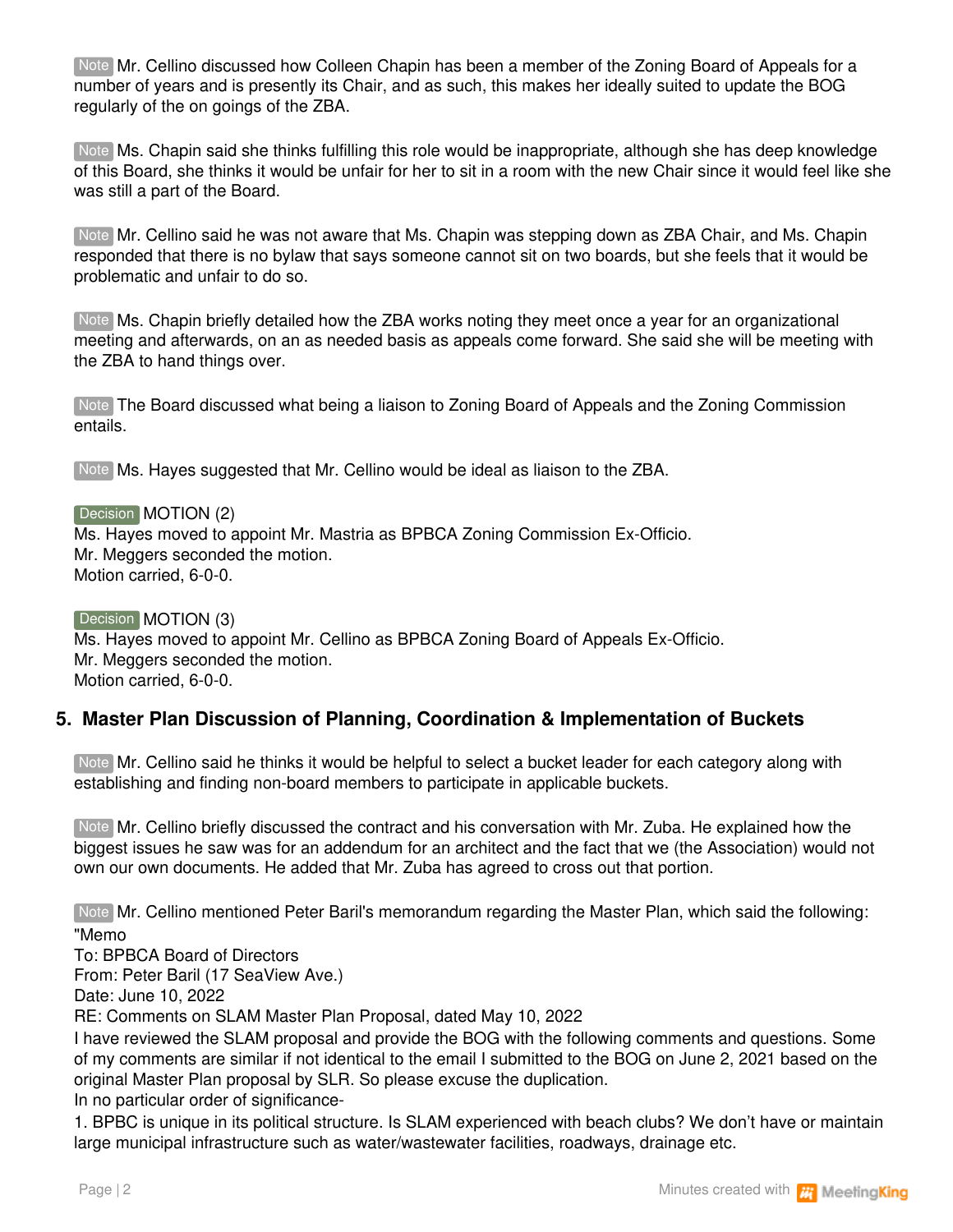Note Mr. Cellino discussed how Colleen Chapin has been a member of the Zoning Board of Appeals for a number of years and is presently its Chair, and as such, this makes her ideally suited to update the BOG regularly of the on goings of the ZBA.

Note Ms. Chapin said she thinks fulfilling this role would be inappropriate, although she has deep knowledge of this Board, she thinks it would be unfair for her to sit in a room with the new Chair since it would feel like she was still a part of the Board.

Note Mr. Cellino said he was not aware that Ms. Chapin was stepping down as ZBA Chair, and Ms. Chapin responded that there is no bylaw that says someone cannot sit on two boards, but she feels that it would be problematic and unfair to do so.

Note Ms. Chapin briefly detailed how the ZBA works noting they meet once a year for an organizational meeting and afterwards, on an as needed basis as appeals come forward. She said she will be meeting with the ZBA to hand things over.

Note The Board discussed what being a liaison to Zoning Board of Appeals and the Zoning Commission entails.

Note Ms. Hayes suggested that Mr. Cellino would be ideal as liaison to the ZBA.

Decision MOTION (2)
Ms. Hayes moved to appoint Mr. Mastria as BPBCA Zoning Commission Ex-Officio.
Mr. Meggers seconded the motion.
Motion carried, 6-0-0.

Decision MOTION (3)
Ms. Hayes moved to appoint Mr. Cellino as BPBCA Zoning Board of Appeals Ex-Officio.
Mr. Meggers seconded the motion.
Motion carried, 6-0-0.

## 5. Master Plan Discussion of Planning, Coordination & Implementation of Buckets

Note Mr. Cellino said he thinks it would be helpful to select a bucket leader for each category along with establishing and finding non-board members to participate in applicable buckets.

Note Mr. Cellino briefly discussed the contract and his conversation with Mr. Zuba. He explained how the biggest issues he saw was for an addendum for an architect and the fact that we (the Association) would not own our own documents. He added that Mr. Zuba has agreed to cross out that portion.

Note Mr. Cellino mentioned Peter Baril's memorandum regarding the Master Plan, which said the following:
"Memo
To: BPBCA Board of Directors
From: Peter Baril (17 SeaView Ave.)
Date: June 10, 2022
RE: Comments on SLAM Master Plan Proposal, dated May 10, 2022
I have reviewed the SLAM proposal and provide the BOG with the following comments and questions. Some of my comments are similar if not identical to the email I submitted to the BOG on June 2, 2021 based on the original Master Plan proposal by SLR. So please excuse the duplication.
In no particular order of significance-
1. BPBC is unique in its political structure. Is SLAM experienced with beach clubs? We don't have or maintain large municipal infrastructure such as water/wastewater facilities, roadways, drainage etc.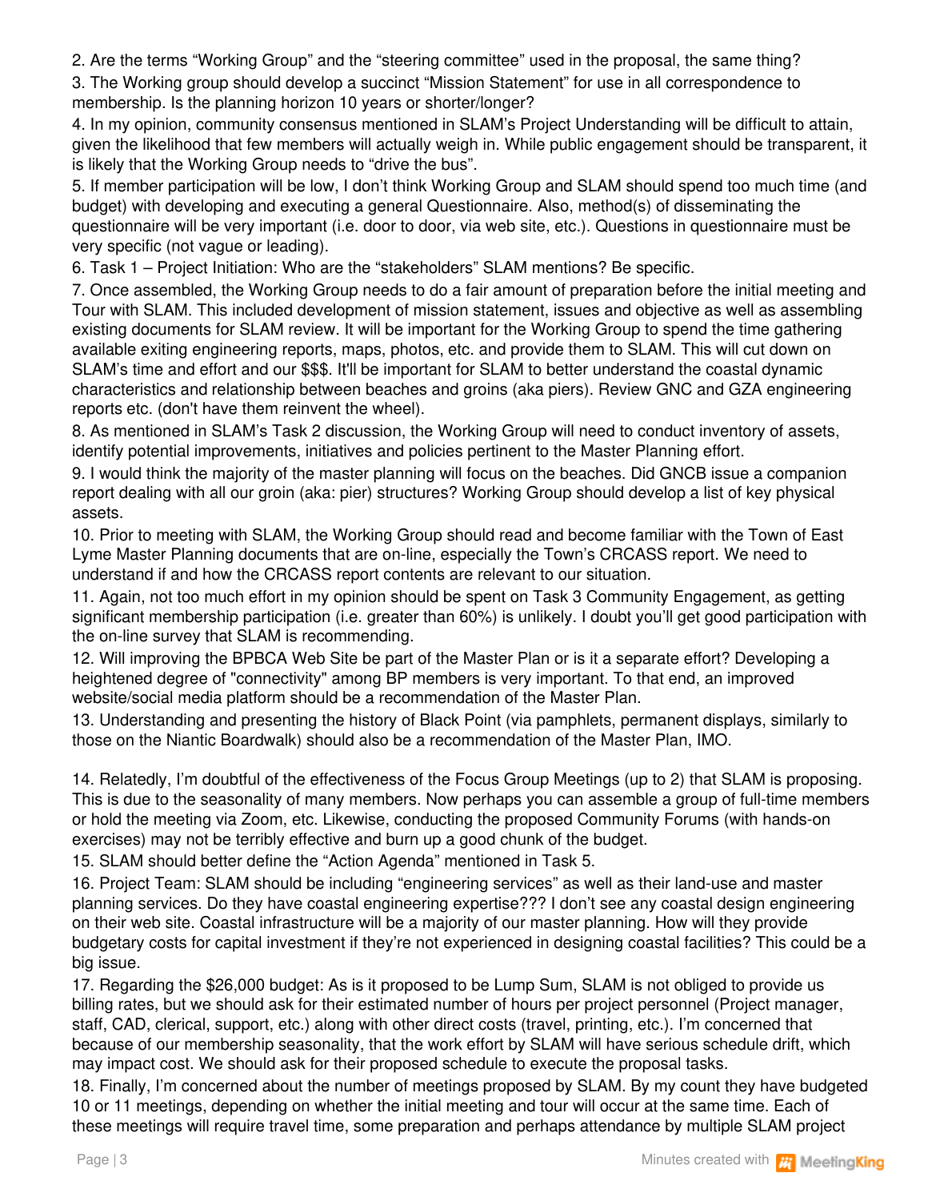2. Are the terms "Working Group" and the "steering committee" used in the proposal, the same thing?

3. The Working group should develop a succinct "Mission Statement" for use in all correspondence to membership. Is the planning horizon 10 years or shorter/longer?

4. In my opinion, community consensus mentioned in SLAM's Project Understanding will be difficult to attain, given the likelihood that few members will actually weigh in. While public engagement should be transparent, it is likely that the Working Group needs to "drive the bus".

5. If member participation will be low, I don't think Working Group and SLAM should spend too much time (and budget) with developing and executing a general Questionnaire. Also, method(s) of disseminating the questionnaire will be very important (i.e. door to door, via web site, etc.). Questions in questionnaire must be very specific (not vague or leading).

6. Task 1 – Project Initiation: Who are the "stakeholders" SLAM mentions? Be specific.

7. Once assembled, the Working Group needs to do a fair amount of preparation before the initial meeting and Tour with SLAM. This included development of mission statement, issues and objective as well as assembling existing documents for SLAM review. It will be important for the Working Group to spend the time gathering available exiting engineering reports, maps, photos, etc. and provide them to SLAM. This will cut down on SLAM's time and effort and our $$$. It'll be important for SLAM to better understand the coastal dynamic characteristics and relationship between beaches and groins (aka piers). Review GNC and GZA engineering reports etc. (don't have them reinvent the wheel).

8. As mentioned in SLAM's Task 2 discussion, the Working Group will need to conduct inventory of assets, identify potential improvements, initiatives and policies pertinent to the Master Planning effort.

9. I would think the majority of the master planning will focus on the beaches. Did GNCB issue a companion report dealing with all our groin (aka: pier) structures? Working Group should develop a list of key physical assets.

10. Prior to meeting with SLAM, the Working Group should read and become familiar with the Town of East Lyme Master Planning documents that are on-line, especially the Town's CRCASS report. We need to understand if and how the CRCASS report contents are relevant to our situation.

11. Again, not too much effort in my opinion should be spent on Task 3 Community Engagement, as getting significant membership participation (i.e. greater than 60%) is unlikely. I doubt you'll get good participation with the on-line survey that SLAM is recommending.

12. Will improving the BPBCA Web Site be part of the Master Plan or is it a separate effort? Developing a heightened degree of "connectivity" among BP members is very important. To that end, an improved website/social media platform should be a recommendation of the Master Plan.

13. Understanding and presenting the history of Black Point (via pamphlets, permanent displays, similarly to those on the Niantic Boardwalk) should also be a recommendation of the Master Plan, IMO.

14. Relatedly, I'm doubtful of the effectiveness of the Focus Group Meetings (up to 2) that SLAM is proposing. This is due to the seasonality of many members. Now perhaps you can assemble a group of full-time members or hold the meeting via Zoom, etc. Likewise, conducting the proposed Community Forums (with hands-on exercises) may not be terribly effective and burn up a good chunk of the budget.

15. SLAM should better define the "Action Agenda" mentioned in Task 5.

16. Project Team: SLAM should be including "engineering services" as well as their land-use and master planning services. Do they have coastal engineering expertise??? I don't see any coastal design engineering on their web site. Coastal infrastructure will be a majority of our master planning. How will they provide budgetary costs for capital investment if they're not experienced in designing coastal facilities? This could be a big issue.

17. Regarding the $26,000 budget: As is it proposed to be Lump Sum, SLAM is not obliged to provide us billing rates, but we should ask for their estimated number of hours per project personnel (Project manager, staff, CAD, clerical, support, etc.) along with other direct costs (travel, printing, etc.). I'm concerned that because of our membership seasonality, that the work effort by SLAM will have serious schedule drift, which may impact cost. We should ask for their proposed schedule to execute the proposal tasks.

18. Finally, I'm concerned about the number of meetings proposed by SLAM. By my count they have budgeted 10 or 11 meetings, depending on whether the initial meeting and tour will occur at the same time. Each of these meetings will require travel time, some preparation and perhaps attendance by multiple SLAM project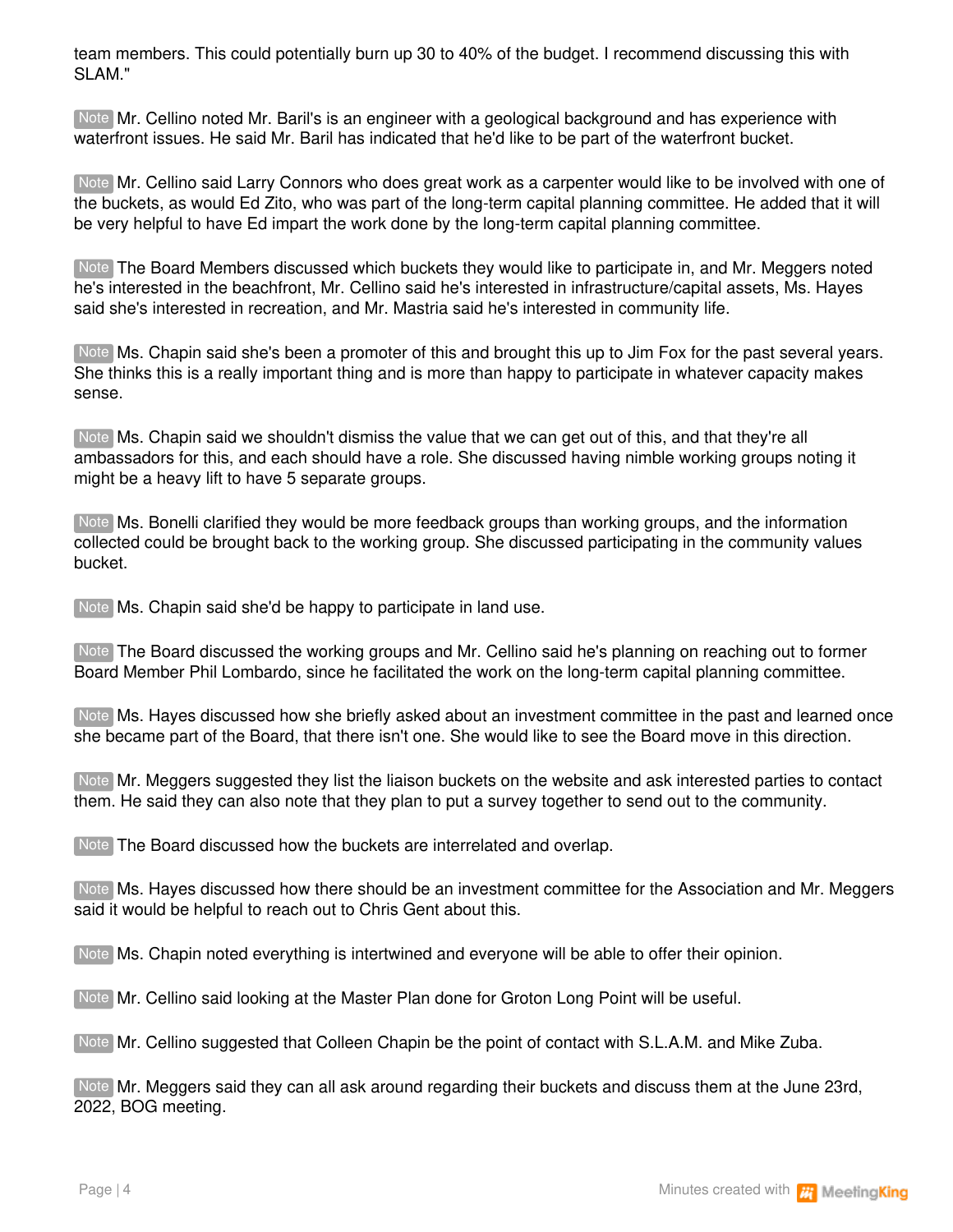team members. This could potentially burn up 30 to 40% of the budget. I recommend discussing this with SLAM."

Note Mr. Cellino noted Mr. Baril's is an engineer with a geological background and has experience with waterfront issues. He said Mr. Baril has indicated that he'd like to be part of the waterfront bucket.

Note Mr. Cellino said Larry Connors who does great work as a carpenter would like to be involved with one of the buckets, as would Ed Zito, who was part of the long-term capital planning committee. He added that it will be very helpful to have Ed impart the work done by the long-term capital planning committee.

Note The Board Members discussed which buckets they would like to participate in, and Mr. Meggers noted he's interested in the beachfront, Mr. Cellino said he's interested in infrastructure/capital assets, Ms. Hayes said she's interested in recreation, and Mr. Mastria said he's interested in community life.

Note Ms. Chapin said she's been a promoter of this and brought this up to Jim Fox for the past several years. She thinks this is a really important thing and is more than happy to participate in whatever capacity makes sense.

Note Ms. Chapin said we shouldn't dismiss the value that we can get out of this, and that they're all ambassadors for this, and each should have a role. She discussed having nimble working groups noting it might be a heavy lift to have 5 separate groups.

Note Ms. Bonelli clarified they would be more feedback groups than working groups, and the information collected could be brought back to the working group. She discussed participating in the community values bucket.

Note Ms. Chapin said she'd be happy to participate in land use.

Note The Board discussed the working groups and Mr. Cellino said he's planning on reaching out to former Board Member Phil Lombardo, since he facilitated the work on the long-term capital planning committee.

Note Ms. Hayes discussed how she briefly asked about an investment committee in the past and learned once she became part of the Board, that there isn't one. She would like to see the Board move in this direction.

Note Mr. Meggers suggested they list the liaison buckets on the website and ask interested parties to contact them. He said they can also note that they plan to put a survey together to send out to the community.

Note The Board discussed how the buckets are interrelated and overlap.

Note Ms. Hayes discussed how there should be an investment committee for the Association and Mr. Meggers said it would be helpful to reach out to Chris Gent about this.

Note Ms. Chapin noted everything is intertwined and everyone will be able to offer their opinion.

Note Mr. Cellino said looking at the Master Plan done for Groton Long Point will be useful.

Note Mr. Cellino suggested that Colleen Chapin be the point of contact with S.L.A.M. and Mike Zuba.

Note Mr. Meggers said they can all ask around regarding their buckets and discuss them at the June 23rd, 2022, BOG meeting.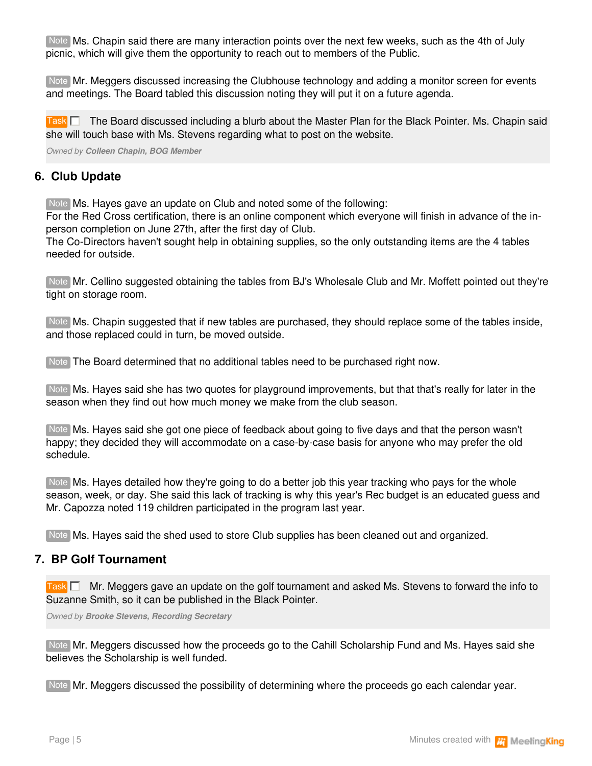Note Ms. Chapin said there are many interaction points over the next few weeks, such as the 4th of July picnic, which will give them the opportunity to reach out to members of the Public.

Note Mr. Meggers discussed increasing the Clubhouse technology and adding a monitor screen for events and meetings. The Board tabled this discussion noting they will put it on a future agenda.

Task ☐ The Board discussed including a blurb about the Master Plan for the Black Pointer. Ms. Chapin said she will touch base with Ms. Stevens regarding what to post on the website.

*Owned by **Colleen Chapin, BOG Member***

## 6. Club Update

Note Ms. Hayes gave an update on Club and noted some of the following:
For the Red Cross certification, there is an online component which everyone will finish in advance of the in-person completion on June 27th, after the first day of Club.
The Co-Directors haven't sought help in obtaining supplies, so the only outstanding items are the 4 tables needed for outside.

Note Mr. Cellino suggested obtaining the tables from BJ's Wholesale Club and Mr. Moffett pointed out they're tight on storage room.

Note Ms. Chapin suggested that if new tables are purchased, they should replace some of the tables inside, and those replaced could in turn, be moved outside.

Note The Board determined that no additional tables need to be purchased right now.

Note Ms. Hayes said she has two quotes for playground improvements, but that that's really for later in the season when they find out how much money we make from the club season.

Note Ms. Hayes said she got one piece of feedback about going to five days and that the person wasn't happy; they decided they will accommodate on a case-by-case basis for anyone who may prefer the old schedule.

Note Ms. Hayes detailed how they're going to do a better job this year tracking who pays for the whole season, week, or day. She said this lack of tracking is why this year's Rec budget is an educated guess and Mr. Capozza noted 119 children participated in the program last year.

Note Ms. Hayes said the shed used to store Club supplies has been cleaned out and organized.

## 7. BP Golf Tournament

Task ☐ Mr. Meggers gave an update on the golf tournament and asked Ms. Stevens to forward the info to Suzanne Smith, so it can be published in the Black Pointer.

*Owned by **Brooke Stevens, Recording Secretary***

Note Mr. Meggers discussed how the proceeds go to the Cahill Scholarship Fund and Ms. Hayes said she believes the Scholarship is well funded.

Note Mr. Meggers discussed the possibility of determining where the proceeds go each calendar year.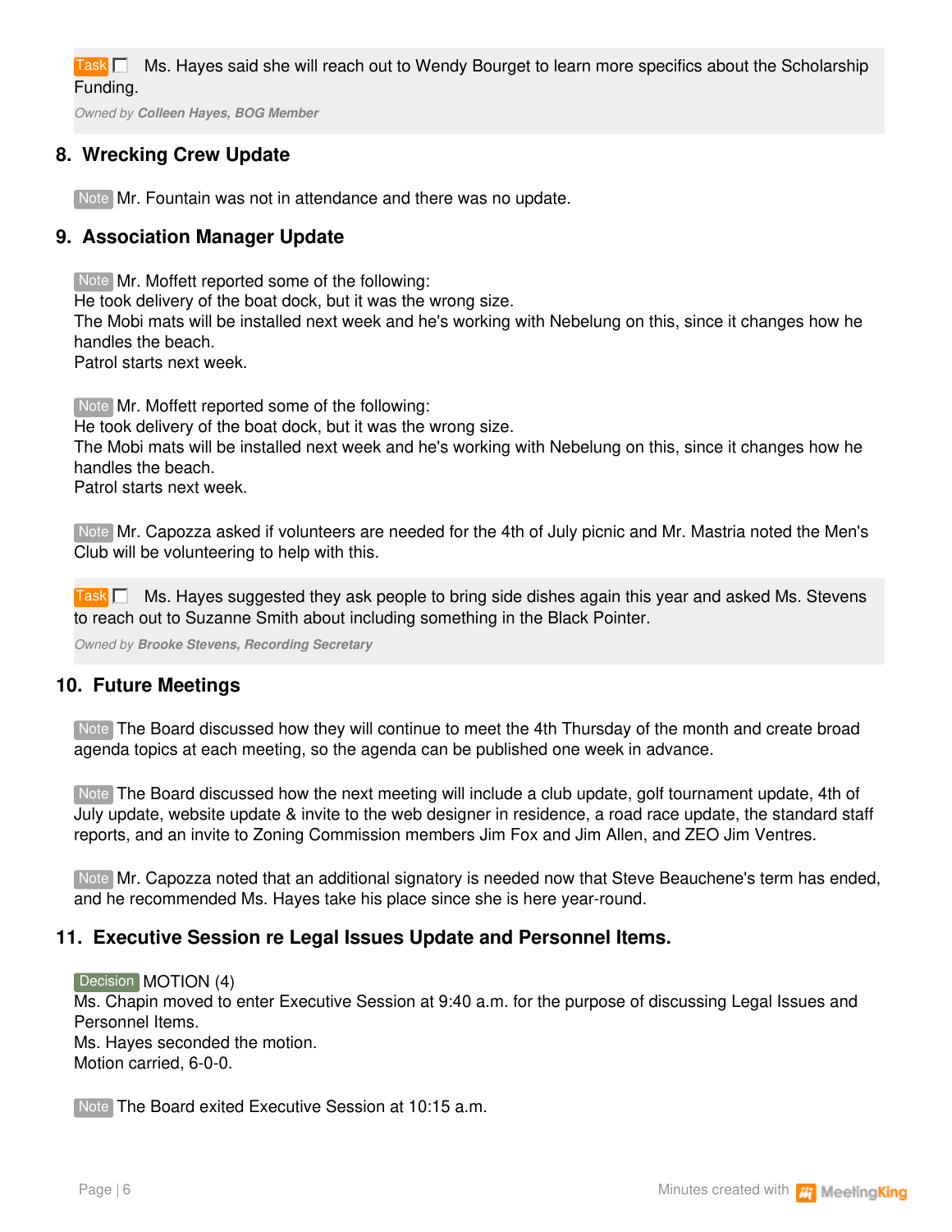Task ☐ Ms. Hayes said she will reach out to Wendy Bourget to learn more specifics about the Scholarship Funding.

*Owned by* ***Colleen Hayes, BOG Member***

## 8. Wrecking Crew Update

Note Mr. Fountain was not in attendance and there was no update.

## 9. Association Manager Update

Note Mr. Moffett reported some of the following:
He took delivery of the boat dock, but it was the wrong size.
The Mobi mats will be installed next week and he's working with Nebelung on this, since it changes how he handles the beach.
Patrol starts next week.

Note Mr. Moffett reported some of the following:
He took delivery of the boat dock, but it was the wrong size.
The Mobi mats will be installed next week and he's working with Nebelung on this, since it changes how he handles the beach.
Patrol starts next week.

Note Mr. Capozza asked if volunteers are needed for the 4th of July picnic and Mr. Mastria noted the Men's Club will be volunteering to help with this.

Task ☐ Ms. Hayes suggested they ask people to bring side dishes again this year and asked Ms. Stevens to reach out to Suzanne Smith about including something in the Black Pointer.

*Owned by* ***Brooke Stevens, Recording Secretary***

## 10. Future Meetings

Note The Board discussed how they will continue to meet the 4th Thursday of the month and create broad agenda topics at each meeting, so the agenda can be published one week in advance.

Note The Board discussed how the next meeting will include a club update, golf tournament update, 4th of July update, website update & invite to the web designer in residence, a road race update, the standard staff reports, and an invite to Zoning Commission members Jim Fox and Jim Allen, and ZEO Jim Ventres.

Note Mr. Capozza noted that an additional signatory is needed now that Steve Beauchene's term has ended, and he recommended Ms. Hayes take his place since she is here year-round.

## 11. Executive Session re Legal Issues Update and Personnel Items.

Decision MOTION (4)
Ms. Chapin moved to enter Executive Session at 9:40 a.m. for the purpose of discussing Legal Issues and Personnel Items.
Ms. Hayes seconded the motion.
Motion carried, 6-0-0.

Note The Board exited Executive Session at 10:15 a.m.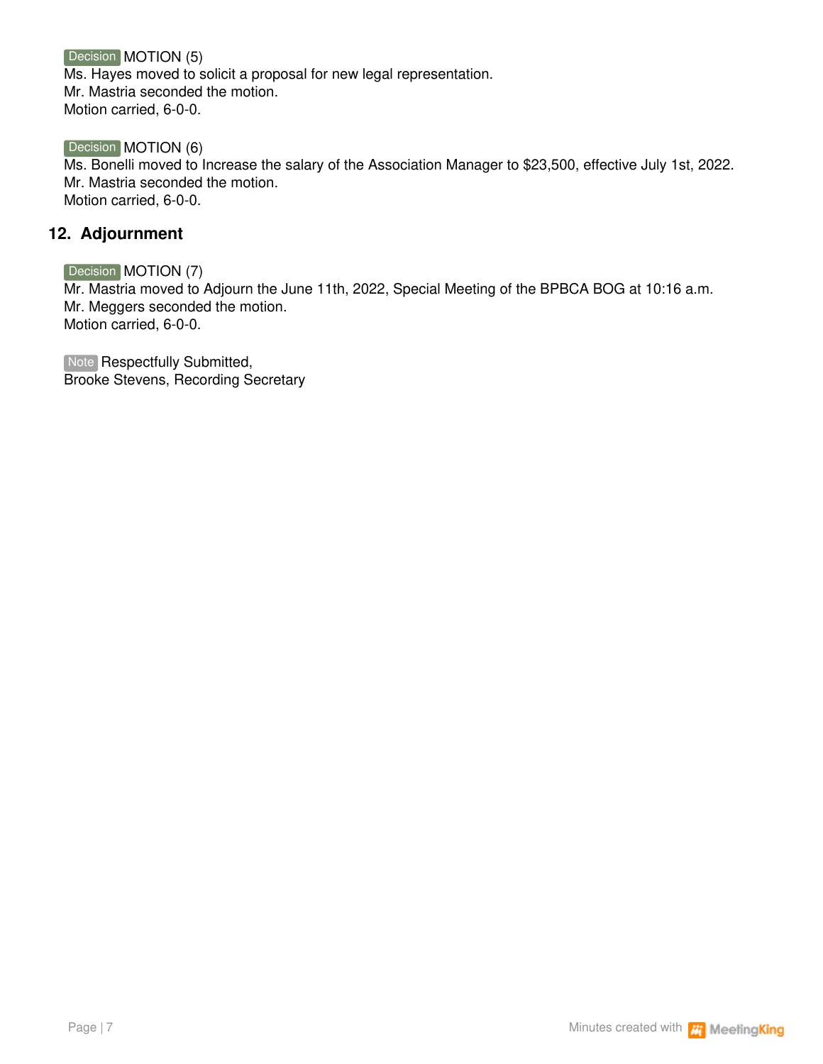Decision MOTION (5)
Ms. Hayes moved to solicit a proposal for new legal representation.
Mr. Mastria seconded the motion.
Motion carried, 6-0-0.

Decision MOTION (6)
Ms. Bonelli moved to Increase the salary of the Association Manager to $23,500, effective July 1st, 2022.
Mr. Mastria seconded the motion.
Motion carried, 6-0-0.

## 12. Adjournment

Decision MOTION (7)
Mr. Mastria moved to Adjourn the June 11th, 2022, Special Meeting of the BPBCA BOG at 10:16 a.m.
Mr. Meggers seconded the motion.
Motion carried, 6-0-0.

Note Respectfully Submitted,
Brooke Stevens, Recording Secretary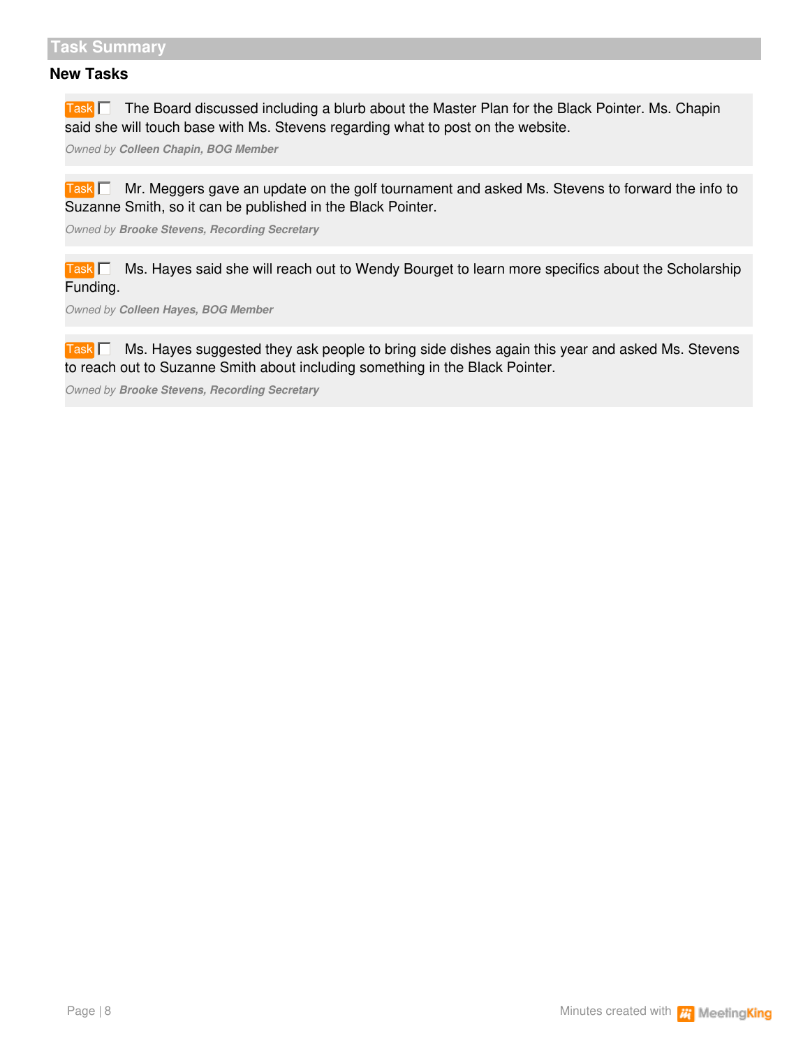## Task Summary

### New Tasks

Task ☐ The Board discussed including a blurb about the Master Plan for the Black Pointer. Ms. Chapin said she will touch base with Ms. Stevens regarding what to post on the website.

*Owned by* ***Colleen Chapin, BOG Member***

Task ☐ Mr. Meggers gave an update on the golf tournament and asked Ms. Stevens to forward the info to Suzanne Smith, so it can be published in the Black Pointer.

*Owned by* ***Brooke Stevens, Recording Secretary***

Task ☐ Ms. Hayes said she will reach out to Wendy Bourget to learn more specifics about the Scholarship Funding.

*Owned by* ***Colleen Hayes, BOG Member***

Task ☐ Ms. Hayes suggested they ask people to bring side dishes again this year and asked Ms. Stevens to reach out to Suzanne Smith about including something in the Black Pointer.

*Owned by* ***Brooke Stevens, Recording Secretary***

Minutes created with MeetingKing